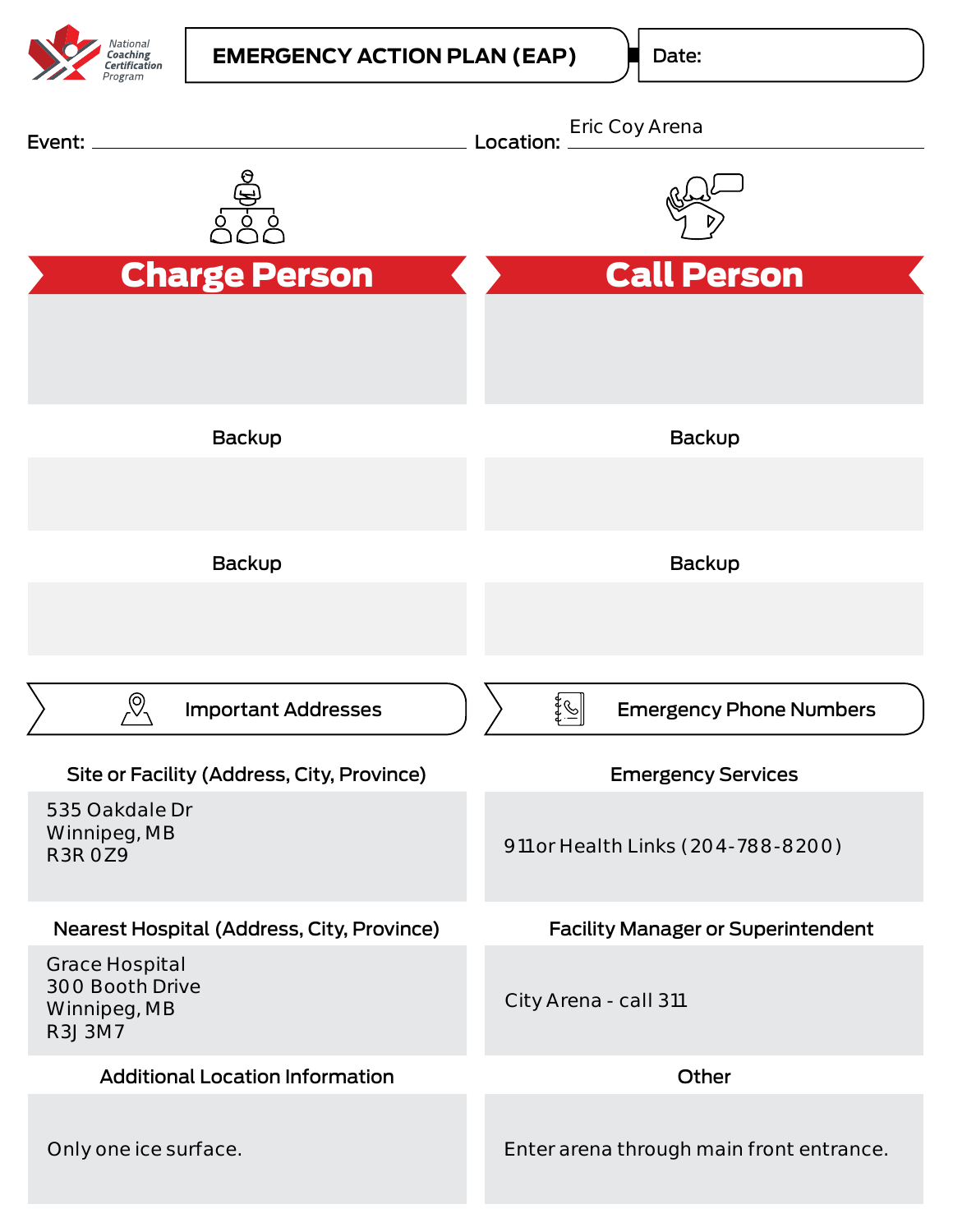National Coaching Certification Program

# EMERGENCY ACTION PLAN (EAP)

Date:

Event: 

Location: Eric Coy Arena

## Charge Person

Backup

Backup

## Call Person

Backup

Backup

## Important Addresses

**Site or Facility (Address, City, Province)**

535 Oakdale Dr
Winnipeg, MB
R3R 0Z9

**Nearest Hospital (Address, City, Province)**

Grace Hospital
300 Booth Drive
Winnipeg, MB
R3J 3M7

**Additional Location Information**

Only one ice surface.

## Emergency Phone Numbers

**Emergency Services**

911 or Health Links (204-788-8200)

**Facility Manager or Superintendent**

City Arena - call 311

**Other**

Enter arena through main front entrance.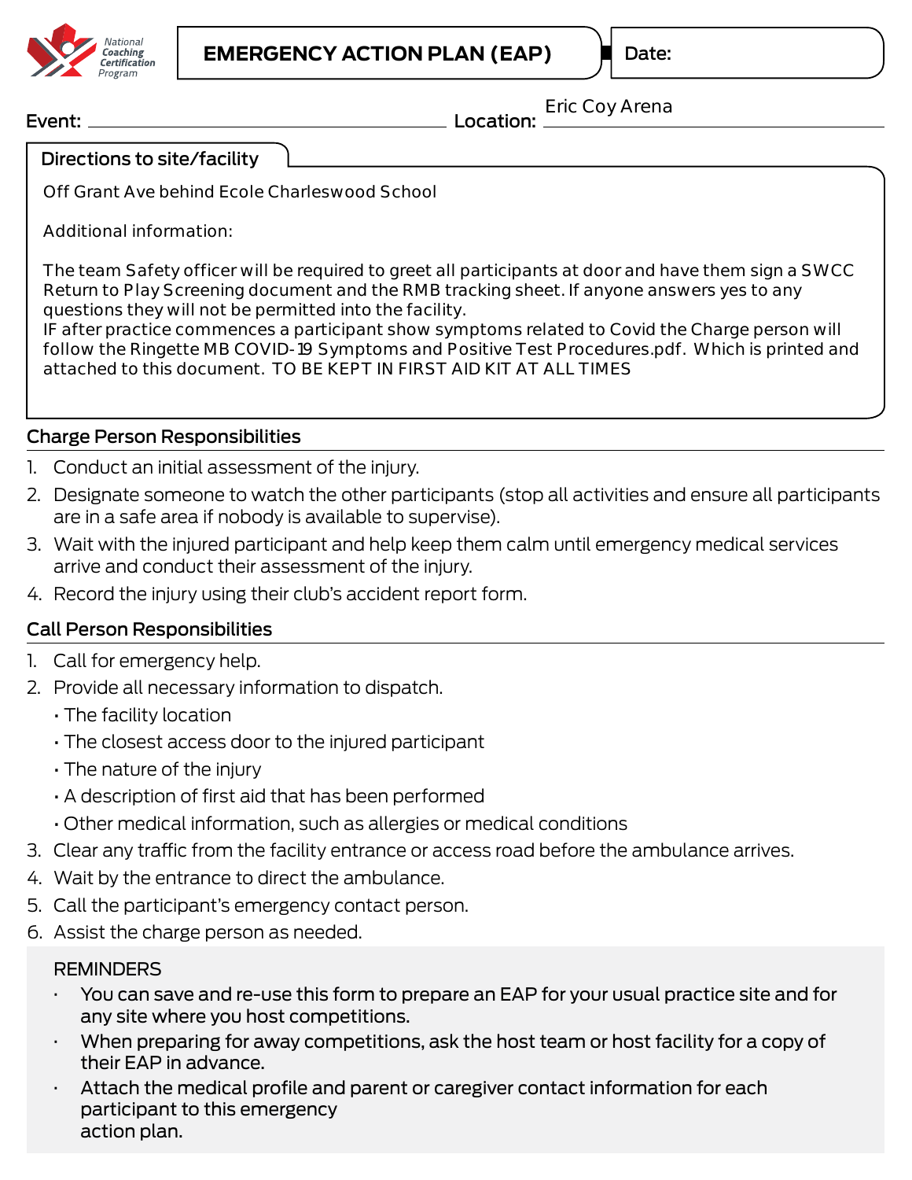# EMERGENCY ACTION PLAN (EAP)

**Date:**

**Event:** **Location:** Eric Coy Arena

## Directions to site/facility

Off Grant Ave behind Ecole Charleswood School

Additional information:

The team Safety officer will be required to greet all participants at door and have them sign a SWCC Return to Play Screening document and the RMB tracking sheet. If anyone answers yes to any questions they will not be permitted into the facility.
IF after practice commences a participant show symptoms related to Covid the Charge person will follow the Ringette MB COVID-19 Symptoms and Positive Test Procedures.pdf. Which is printed and attached to this document. TO BE KEPT IN FIRST AID KIT AT ALL TIMES

## Charge Person Responsibilities

1. Conduct an initial assessment of the injury.
2. Designate someone to watch the other participants (stop all activities and ensure all participants are in a safe area if nobody is available to supervise).
3. Wait with the injured participant and help keep them calm until emergency medical services arrive and conduct their assessment of the injury.
4. Record the injury using their club's accident report form.

## Call Person Responsibilities

1. Call for emergency help.
2. Provide all necessary information to dispatch.
   - The facility location
   - The closest access door to the injured participant
   - The nature of the injury
   - A description of first aid that has been performed
   - Other medical information, such as allergies or medical conditions
3. Clear any traffic from the facility entrance or access road before the ambulance arrives.
4. Wait by the entrance to direct the ambulance.
5. Call the participant's emergency contact person.
6. Assist the charge person as needed.

REMINDERS

- You can save and re-use this form to prepare an EAP for your usual practice site and for any site where you host competitions.
- When preparing for away competitions, ask the host team or host facility for a copy of their EAP in advance.
- Attach the medical profile and parent or caregiver contact information for each participant to this emergency action plan.